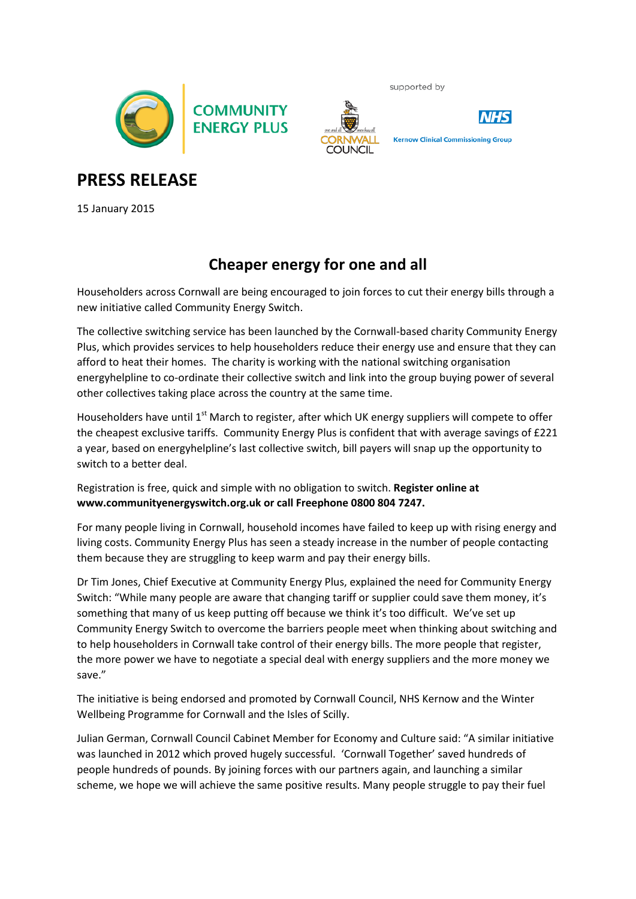COMMUNITY ENERGY PLUS

supported by

CORNWALL COUNCIL

NHS Kernow Clinical Commissioning Group

# PRESS RELEASE

15 January 2015

## Cheaper energy for one and all

Householders across Cornwall are being encouraged to join forces to cut their energy bills through a new initiative called Community Energy Switch.

The collective switching service has been launched by the Cornwall-based charity Community Energy Plus, which provides services to help householders reduce their energy use and ensure that they can afford to heat their homes. The charity is working with the national switching organisation energyhelpline to co-ordinate their collective switch and link into the group buying power of several other collectives taking place across the country at the same time.

Householders have until 1st March to register, after which UK energy suppliers will compete to offer the cheapest exclusive tariffs. Community Energy Plus is confident that with average savings of £221 a year, based on energyhelpline's last collective switch, bill payers will snap up the opportunity to switch to a better deal.

Registration is free, quick and simple with no obligation to switch. **Register online at www.communityenergyswitch.org.uk or call Freephone 0800 804 7247.**

For many people living in Cornwall, household incomes have failed to keep up with rising energy and living costs. Community Energy Plus has seen a steady increase in the number of people contacting them because they are struggling to keep warm and pay their energy bills.

Dr Tim Jones, Chief Executive at Community Energy Plus, explained the need for Community Energy Switch: "While many people are aware that changing tariff or supplier could save them money, it's something that many of us keep putting off because we think it's too difficult. We've set up Community Energy Switch to overcome the barriers people meet when thinking about switching and to help householders in Cornwall take control of their energy bills. The more people that register, the more power we have to negotiate a special deal with energy suppliers and the more money we save."

The initiative is being endorsed and promoted by Cornwall Council, NHS Kernow and the Winter Wellbeing Programme for Cornwall and the Isles of Scilly.

Julian German, Cornwall Council Cabinet Member for Economy and Culture said: "A similar initiative was launched in 2012 which proved hugely successful. 'Cornwall Together' saved hundreds of people hundreds of pounds. By joining forces with our partners again, and launching a similar scheme, we hope we will achieve the same positive results. Many people struggle to pay their fuel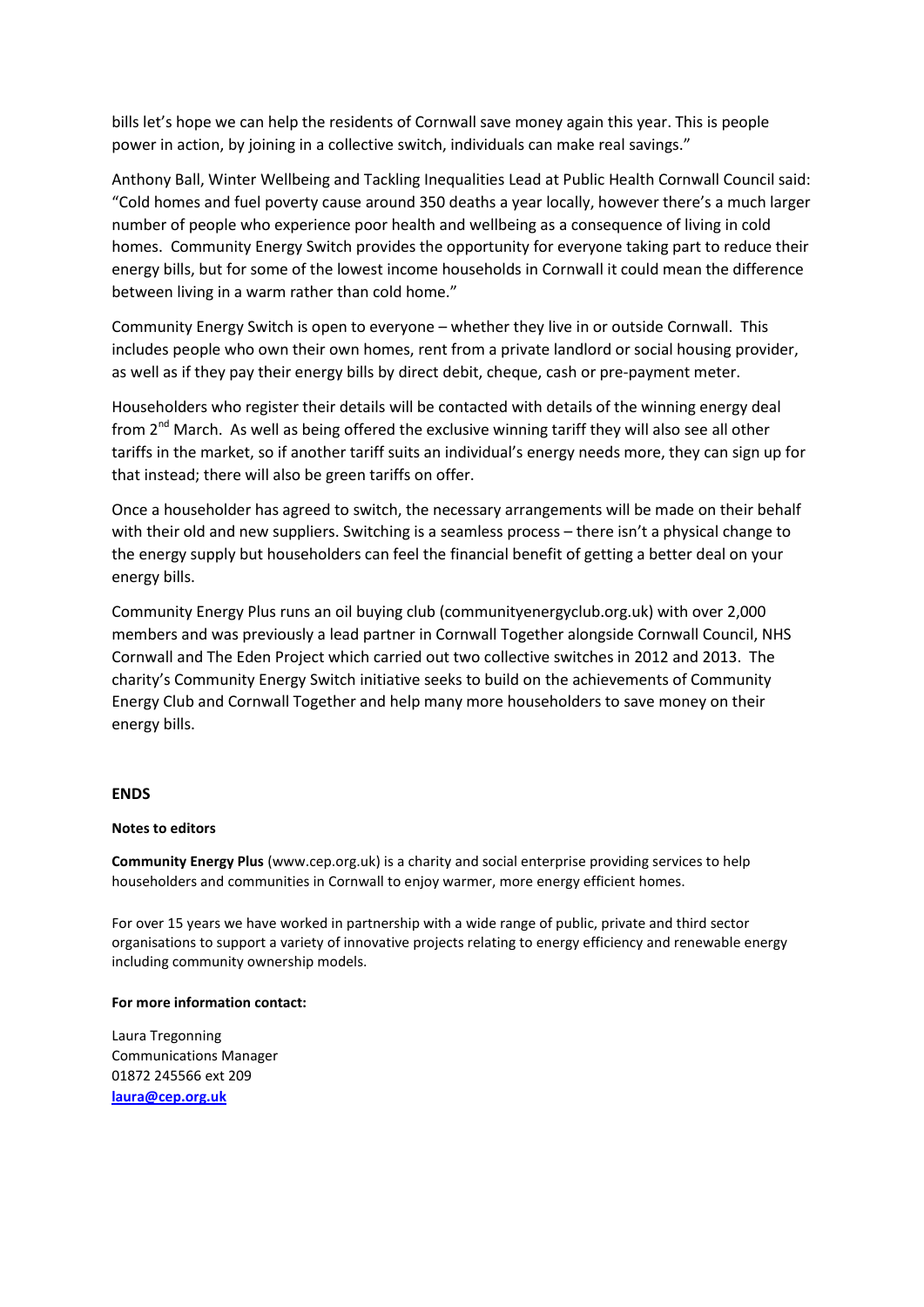bills let's hope we can help the residents of Cornwall save money again this year. This is people power in action, by joining in a collective switch, individuals can make real savings."

Anthony Ball, Winter Wellbeing and Tackling Inequalities Lead at Public Health Cornwall Council said: "Cold homes and fuel poverty cause around 350 deaths a year locally, however there's a much larger number of people who experience poor health and wellbeing as a consequence of living in cold homes. Community Energy Switch provides the opportunity for everyone taking part to reduce their energy bills, but for some of the lowest income households in Cornwall it could mean the difference between living in a warm rather than cold home."

Community Energy Switch is open to everyone – whether they live in or outside Cornwall. This includes people who own their own homes, rent from a private landlord or social housing provider, as well as if they pay their energy bills by direct debit, cheque, cash or pre-payment meter.

Householders who register their details will be contacted with details of the winning energy deal from 2nd March. As well as being offered the exclusive winning tariff they will also see all other tariffs in the market, so if another tariff suits an individual's energy needs more, they can sign up for that instead; there will also be green tariffs on offer.

Once a householder has agreed to switch, the necessary arrangements will be made on their behalf with their old and new suppliers. Switching is a seamless process – there isn't a physical change to the energy supply but householders can feel the financial benefit of getting a better deal on your energy bills.

Community Energy Plus runs an oil buying club (communityenergyclub.org.uk) with over 2,000 members and was previously a lead partner in Cornwall Together alongside Cornwall Council, NHS Cornwall and The Eden Project which carried out two collective switches in 2012 and 2013. The charity's Community Energy Switch initiative seeks to build on the achievements of Community Energy Club and Cornwall Together and help many more householders to save money on their energy bills.

**ENDS**

**Notes to editors**

**Community Energy Plus** (www.cep.org.uk) is a charity and social enterprise providing services to help householders and communities in Cornwall to enjoy warmer, more energy efficient homes.

For over 15 years we have worked in partnership with a wide range of public, private and third sector organisations to support a variety of innovative projects relating to energy efficiency and renewable energy including community ownership models.

**For more information contact:**

Laura Tregonning
Communications Manager
01872 245566 ext 209
laura@cep.org.uk